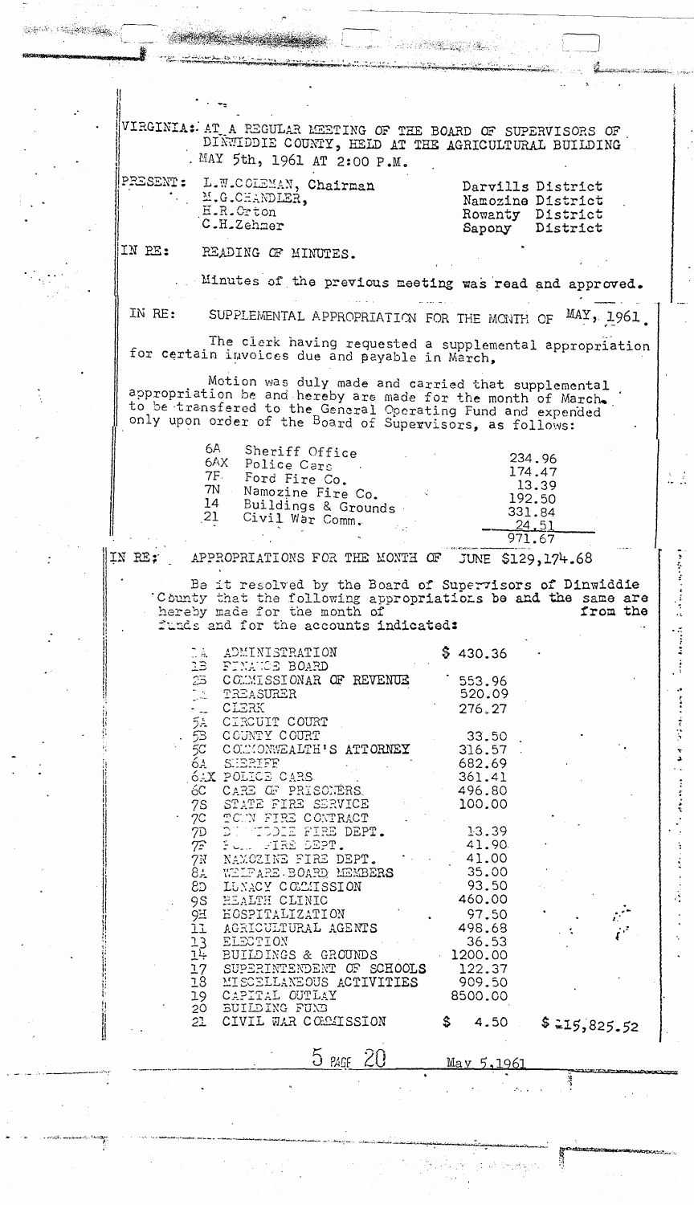VIRGINIA: AT A REGULAR MEETING OF THE BOARD OF SUPERVISORS OF DINWIDDIE COUNTY, HELD AT THE AGRICULTURAL BUILDING MAY 5th, 1961 AT 2:00 P.M.

PRESENT:

| | |
|---|---|
| L.W.COLEMAN, Chairman | Darvills District |
| M.G.CHANDLER, | Namozine District |
| H.R.Orton | Rowanty District |
| C.H.Zehmer | Sapony District |

IN RE: READING OF MINUTES.

Minutes of the previous meeting was read and approved.

IN RE: SUPPLEMENTAL APPROPRIATION FOR THE MONTH OF MAY, 1961.

The clerk having requested a supplemental appropriation for certain invoices due and payable in March,

Motion was duly made and carried that supplemental appropriation be and hereby are made for the month of March. to be transfered to the General Operating Fund and expended only upon order of the Board of Supervisors, as follows:

| | | |
|---|---|---|
| 6A | Sheriff Office | 234.96 |
| 6AX | Police Cars | 174.47 |
| 7F | Ford Fire Co. | 13.39 |
| 7N | Namozine Fire Co. | 192.50 |
| 14 | Buildings & Grounds | 331.84 |
| 21 | Civil War Comm. | 24.51 |
| | | 971.67 |

IN RE: APPROPRIATIONS FOR THE MONTH OF JUNE $129,174.68

Be it resolved by the Board of Supervisors of Dinwiddie County that the following appropriations be and the same are hereby made for the month of from the funds and for the accounts indicated:

| | | | |
|---|---|---|---|
| 1A | ADMINISTRATION | $ 430.36 | |
| 1B | FINANCE BOARD | | |
| 2B | COMMISSIONAR OF REVENUE | 553.96 | |
| 3 | TREASURER | 520.09 | |
| 4 | CLERK | 276.27 | |
| 5A | CIRCUIT COURT | | |
| 5B | COUNTY COURT | 33.50 | |
| 5C | COMMONWEALTH'S ATTORNEY | 316.57 | |
| 6A | SHERIFF | 682.69 | |
| 6AX | POLICE CARS | 361.41 | |
| 6C | CARE OF PRISONERS | 496.80 | |
| 7S | STATE FIRE SERVICE | 100.00 | |
| 7C | TOWN FIRE CONTRACT | | |
| 7D | DINWIDDIE FIRE DEPT. | 13.39 | |
| 7F | FORD FIRE DEPT. | 41.90 | |
| 7N | NAMOZINE FIRE DEPT. | 41.00 | |
| 8A | WELFARE BOARD MEMBERS | 35.00 | |
| 8D | LUNACY COMMISSION | 93.50 | |
| 9S | HEALTH CLINIC | 460.00 | |
| 9H | HOSPITALIZATION | 97.50 | |
| 11 | AGRICULTURAL AGENTS | 498.68 | |
| 13 | ELECTION | 36.53 | |
| 14 | BUILDINGS & GROUNDS | 1200.00 | |
| 17 | SUPERINTENDENT OF SCHOOLS | 122.37 | |
| 18 | MISCELLANEOUS ACTIVITIES | 909.50 | |
| 19 | CAPITAL OUTLAY | 8500.00 | |
| 20 | BUILDING FUND | | |
| 21 | CIVIL WAR COMMISSION | $ 4.50 | $ 15,825.52 |

5 PAGE 20 May 5, 1961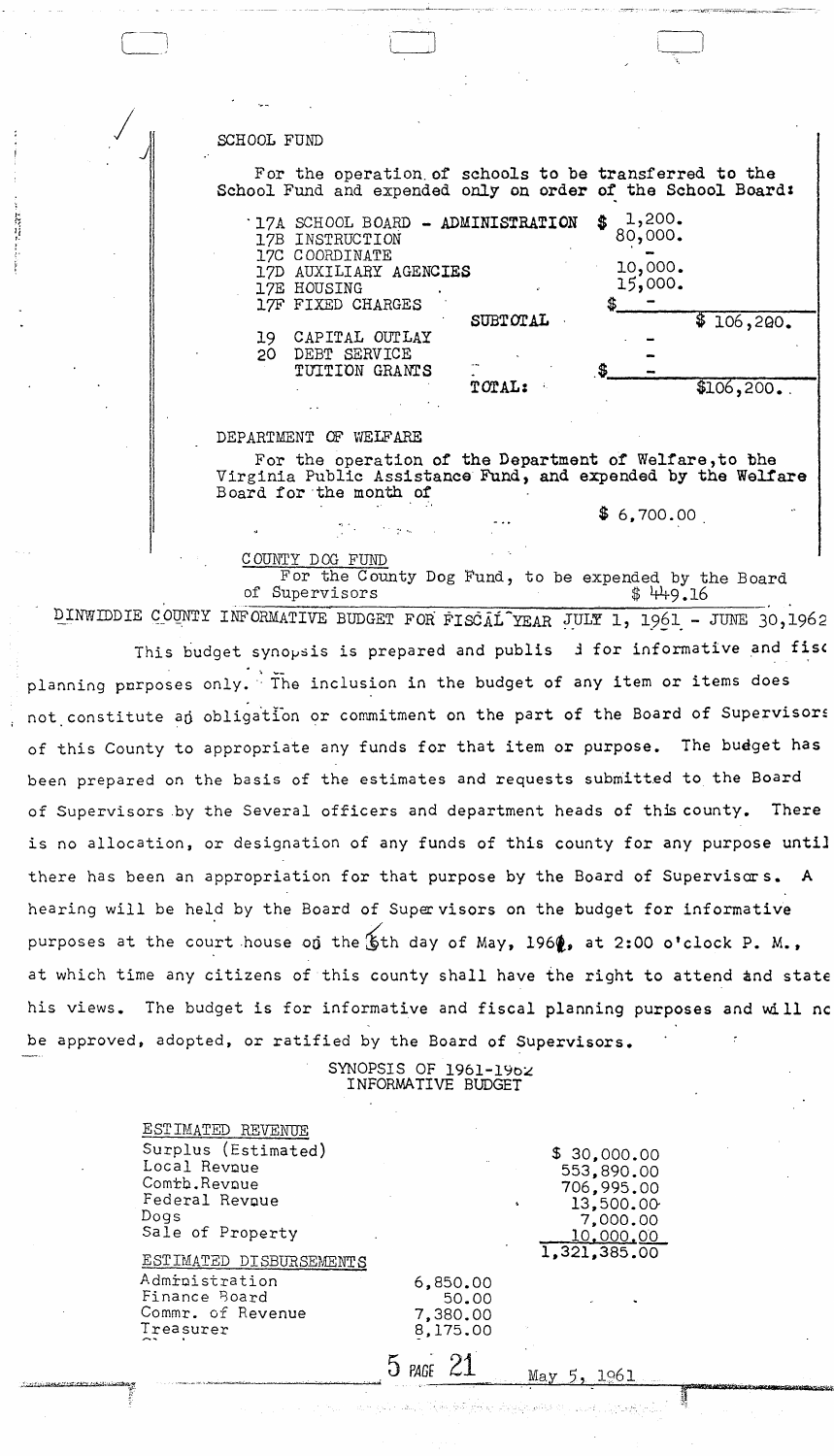SCHOOL FUND

For the operation of schools to be transferred to the School Fund and expended only on order of the School Board:

| | | | |
|---|---|---|---|
| 17A SCHOOL BOARD - ADMINISTRATION | | $ 1,200. | |
| 17B INSTRUCTION | | 80,000. | |
| 17C COORDINATE | | - | |
| 17D AUXILIARY AGENCIES | | 10,000. | |
| 17E HOUSING | | 15,000. | |
| 17F FIXED CHARGES | | $ - | |
| | SUBTOTAL | | $ 106,200. |
| 19 CAPITAL OUTLAY | | - | |
| 20 DEBT SERVICE | | - | |
| TUITION GRANTS | | $ - | |
| | TOTAL: | | $106,200. |

DEPARTMENT OF WELFARE

For the operation of the Department of Welfare, to the Virginia Public Assistance Fund, and expended by the Welfare Board for the month of $ 6,700.00

COUNTY DOG FUND

For the County Dog Fund, to be expended by the Board of Supervisors $ 449.16

DINWIDDIE COUNTY INFORMATIVE BUDGET FOR FISCAL YEAR JULY 1, 1961 - JUNE 30,1962

This budget synopsis is prepared and publis d for informative and fisc planning purposes only. The inclusion in the budget of any item or items does not constitute an obligation or commitment on the part of the Board of Supervisors of this County to appropriate any funds for that item or purpose. The budget has been prepared on the basis of the estimates and requests submitted to the Board of Supervisors by the Several officers and department heads of this county. There is no allocation, or designation of any funds of this county for any purpose until there has been an appropriation for that purpose by the Board of Supervisors. A hearing will be held by the Board of Supervisors on the budget for informative purposes at the court house on the 5th day of May, 1961, at 2:00 o'clock P. M., at which time any citizens of this county shall have the right to attend and state his views. The budget is for informative and fiscal planning purposes and will nc be approved, adopted, or ratified by the Board of Supervisors.

SYNOPSIS OF 1961-1962
INFORMATIVE BUDGET

| | | |
|---|---|---|
| ESTIMATED REVENUE | | |
| Surplus (Estimated) | | $ 30,000.00 |
| Local Revnue | | 553,890.00 |
| Comth.Revnue | | 706,995.00 |
| Federal Revnue | | 13,500.00 |
| Dogs | | 7,000.00 |
| Sale of Property | | 10,000.00 |
| | | 1,321,385.00 |
| ESTIMATED DISBURSEMENTS | | |
| Administration | 6,850.00 | |
| Finance Board | 50.00 | |
| Commr. of Revenue | 7,380.00 | |
| Treasurer | 8,175.00 | |

5 PAGE 21 May 5, 1961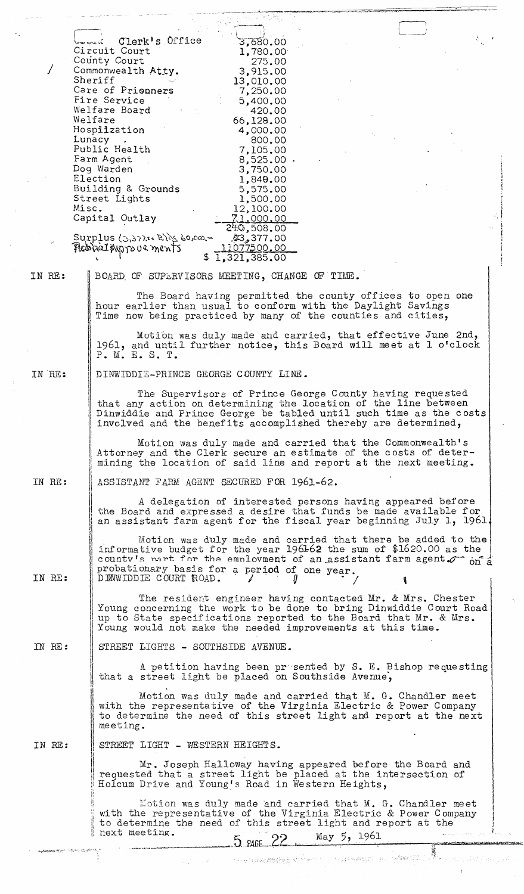| | |
|---|---|
| Clerk's Office | 3,680.00 |
| Circuit Court | 1,780.00 |
| County Court | 275.00 |
| Commonwealth Atty. | 3,915.00 |
| Sheriff | 13,010.00 |
| Care of Prisonners | 7,250.00 |
| Fire Service | 5,400.00 |
| Welfare Board | 420.00 |
| Welfare | 66,128.00 |
| Hospilization | 4,000.00 |
| Lunacy | 800.00 |
| Public Health | 7,105.00 |
| Farm Agent | 8,525.00 |
| Dog Warden | 3,750.00 |
| Election | 1,849.00 |
| Building & Grounds | 5,575.00 |
| Street Lights | 1,500.00 |
| Misc. | 12,100.00 |
| Capital Outlay | 71,000.00 |
| | 240,508.00 |
| Surplus (3,377.00 Bldg 60,000.-) | 63,377.00 |
| School Improvements | 1,077,500.00 |
| | $ 1,321,385.00 |

IN RE: BOARD OF SUPERVISORS MEETING, CHANGE OF TIME.

The Board having permitted the county offices to open one hour earlier than usual to conform with the Daylight Savings Time now being practiced by many of the counties and cities,

Motion was duly made and carried, that effective June 2nd, 1961, and until further notice, this Board will meet at 1 o'clock P. M. E. S. T.

IN RE: DINWIDDIE-PRINCE GEORGE COUNTY LINE.

The Supervisors of Prince George County having requested that any action on determining the location of the line between Dinwiddie and Prince George be tabled until such time as the costs involved and the benefits accomplished thereby are determined,

Motion was duly made and carried that the Commonwealth's Attorney and the Clerk secure an estimate of the costs of determining the location of said line and report at the next meeting.

IN RE: ASSISTANT FARM AGENT SECURED FOR 1961-62.

A delegation of interested persons having appeared before the Board and expressed a desire that funds be made available for an assistant farm agent for the fiscal year beginning July 1, 1961.

Motion was duly made and carried that there be added to the informative budget for the year 1961-62 the sum of $1620.00 as the county's part for the employment of an assistant farm agent on a probationary basis for a period of one year.

IN RE: DINWIDDIE COURT ROAD.

The resident engineer having contacted Mr. & Mrs. Chester Young concerning the work to be done to bring Dinwiddie Court Road up to State specifications reported to the Board that Mr. & Mrs. Young would not make the needed improvements at this time.

IN RE: STREET LIGHTS - SOUTHSIDE AVENUE.

A petition having been presented by S. E. Bishop requesting that a street light be placed on Southside Avenue,

Motion was duly made and carried that M. G. Chandler meet with the representative of the Virginia Electric & Power Company to determine the need of this street light and report at the next meeting.

IN RE: STREET LIGHT - WESTERN HEIGHTS.

Mr. Joseph Halloway having appeared before the Board and requested that a street light be placed at the intersection of Holcum Drive and Young's Road in Western Heights,

Motion was duly made and carried that M. G. Chandler meet with the representative of the Virginia Electric & Power Company to determine the need of this street light and report at the next meeting.

5 PAGE 22 May 5, 1961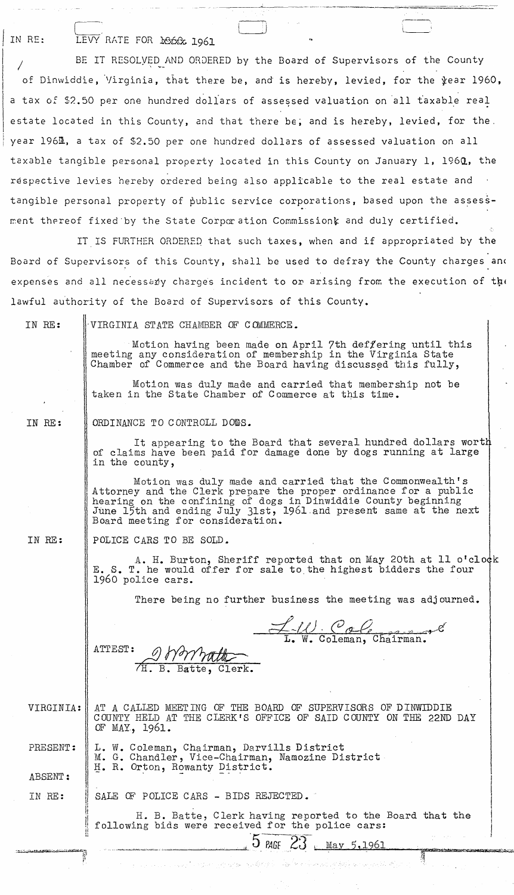IN RE: LEVY RATE FOR ~~1960~~ 1961

BE IT RESOLVED AND ORDERED by the Board of Supervisors of the County of Dinwiddie, Virginia, that there be, and is hereby, levied, for the year 1960, a tax of $2.50 per one hundred dollars of assessed valuation on all taxable real estate located in this County, and that there be, and is hereby, levied, for the year 1961, a tax of $2.50 per one hundred dollars of assessed valuation on all taxable tangible personal property located in this County on January 1, 1961, the respective levies hereby ordered being also applicable to the real estate and tangible personal property of public service corporations, based upon the assessment thereof fixed by the State Corporation Commission and duly certified.

IT IS FURTHER ORDERED that such taxes, when and if appropriated by the Board of Supervisors of this County, shall be used to defray the County charges and expenses and all necessary charges incident to or arising from the execution of the lawful authority of the Board of Supervisors of this County.

IN RE: VIRGINIA STATE CHAMBER OF COMMERCE.

Motion having been made on April 7th deffering until this meeting any consideration of membership in the Virginia State Chamber of Commerce and the Board having discussed this fully,

Motion was duly made and carried that membership not be taken in the State Chamber of Commerce at this time.

IN RE: ORDINANCE TO CONTROLL DOGS.

It appearing to the Board that several hundred dollars worth of claims have been paid for damage done by dogs running at large in the county,

Motion was duly made and carried that the Commonwealth's Attorney and the Clerk prepare the proper ordinance for a public hearing on the confining of dogs in Dinwiddie County beginning June 15th and ending July 31st, 1961 and present same at the next Board meeting for consideration.

IN RE: POLICE CARS TO BE SOLD.

A. H. Burton, Sheriff reported that on May 20th at 11 o'clock E. S. T. he would offer for sale to the highest bidders the four 1960 police cars.

There being no further business the meeting was adjourned.

L. W. Coleman, Chairman.

ATTEST:

H. B. Batte, Clerk.

VIRGINIA: AT A CALLED MEETING OF THE BOARD OF SUPERVISORS OF DINWIDDIE COUNTY HELD AT THE CLERK'S OFFICE OF SAID COUNTY ON THE 22ND DAY OF MAY, 1961.

PRESENT: L. W. Coleman, Chairman, Darvills District
M. G. Chandler, Vice-Chairman, Namozine District
H. R. Orton, Rowanty District.

ABSENT:

IN RE: SALE OF POLICE CARS - BIDS REJECTED.

H. B. Batte, Clerk having reported to the Board that the following bids were received for the police cars:

5 PAGE 23 May 5,1961